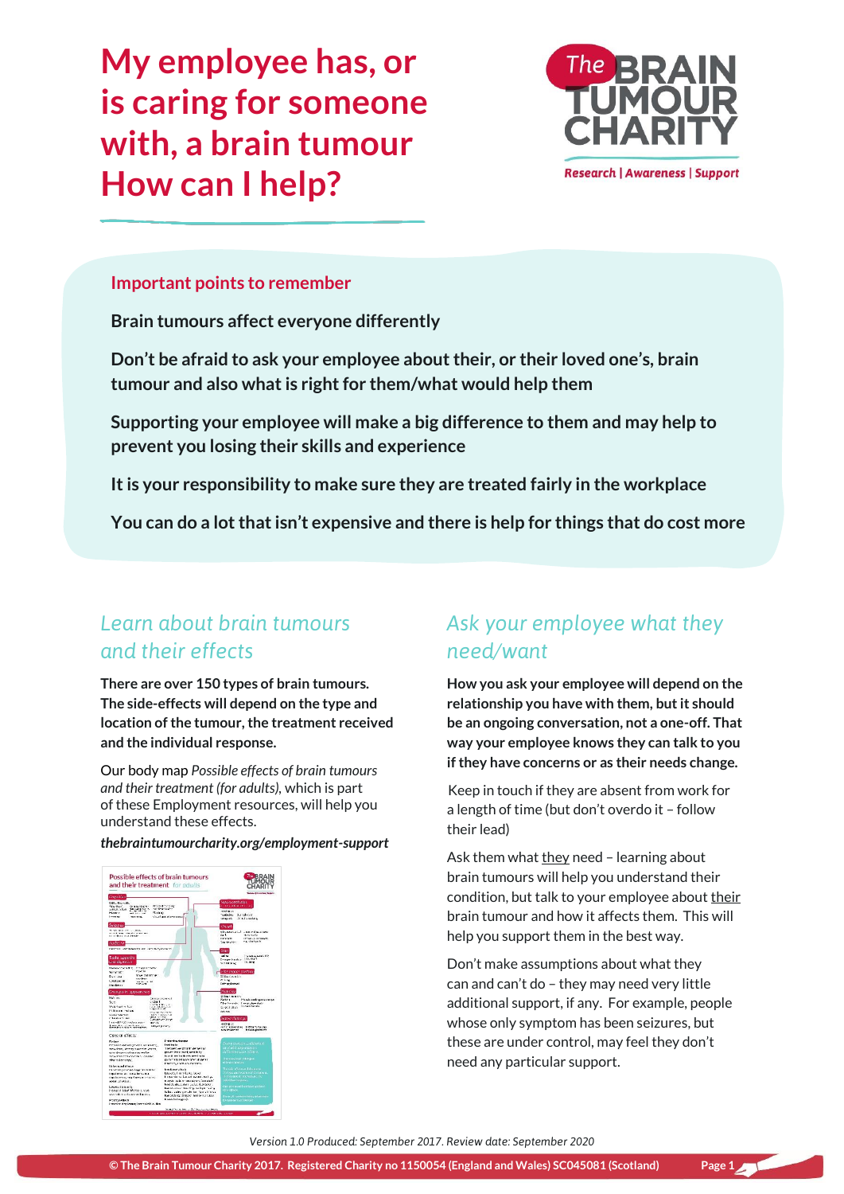# My employee has, or is caring for someone with, a brain tumour How can I help?

## Important points to remember

**Brain tumours affect everyone differently**

**Don't be afraid to ask your employee about their, or their loved one's, brain tumour and also what is right for them/what would help them**

**Supporting your employee will make a big difference to them and may help to prevent you losing their skills and experience**

**It is your responsibility to make sure they are treated fairly in the workplace**

**You can do a lot that isn't expensive and there is help for things that do cost more**

## *Learn about brain tumours and their effects*

**There are over 150 types of brain tumours. The side-effects will depend on the type and location of the tumour, the treatment received and the individual response.**

Our body map *Possible effects of brain tumours and their treatment (for adults)*, which is part of these Employment resources, will help you understand these effects.

***thebraintumourcharity.org/employment-support***

## *Ask your employee what they need/want*

**How you ask your employee will depend on the relationship you have with them, but it should be an ongoing conversation, not a one-off. That way your employee knows they can talk to you if they have concerns or as their needs change.**

Keep in touch if they are absent from work for a length of time (but don't overdo it – follow their lead)

Ask them what they need – learning about brain tumours will help you understand their condition, but talk to your employee about their brain tumour and how it affects them. This will help you support them in the best way.

Don't make assumptions about what they can and can't do – they may need very little additional support, if any. For example, people whose only symptom has been seizures, but these are under control, may feel they don't need any particular support.

*Version 1.0 Produced: September 2017. Review date: September 2020*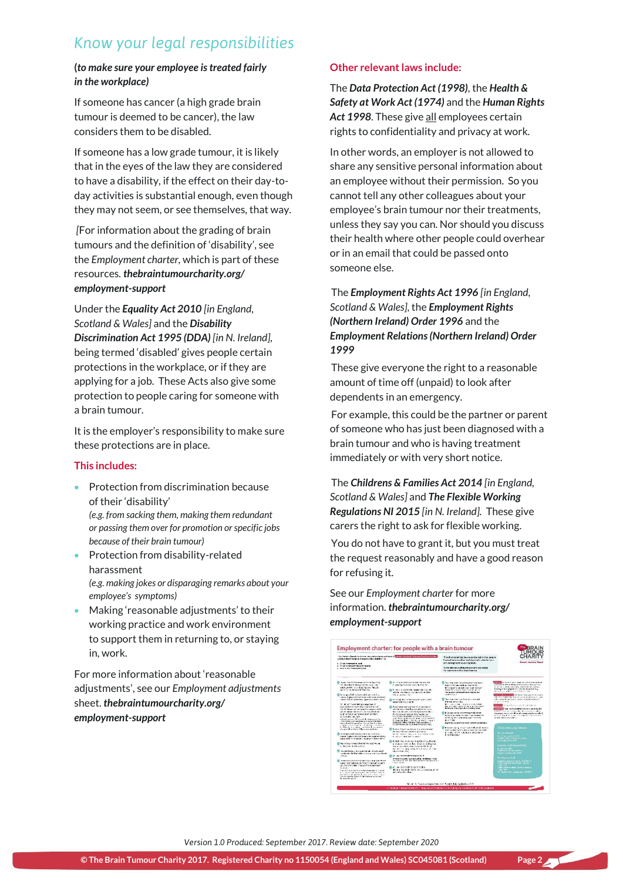## *Know your legal responsibilities*

**(*to make sure your employee is treated fairly in the workplace)***

If someone has cancer (a high grade brain tumour is deemed to be cancer), the law considers them to be disabled.

If someone has a low grade tumour, it is likely that in the eyes of the law they are considered to have a disability, if the effect on their day-to-day activities is substantial enough, even though they may not seem, or see themselves, that way.

*[*For information about the grading of brain tumours and the definition of 'disability', see the *Employment charter*, which is part of these resources. ***thebraintumourcharity.org/employment-support***

Under the ***Equality Act 2010*** *[in England, Scotland & Wales]* and the ***Disability Discrimination Act 1995 (DDA)*** *[in N. Ireland]*, being termed 'disabled' gives people certain protections in the workplace, or if they are applying for a job. These Acts also give some protection to people caring for someone with a brain tumour.

It is the employer's responsibility to make sure these protections are in place.

**This includes:**

- Protection from discrimination because of their 'disability'
  *(e.g. from sacking them, making them redundant or passing them over for promotion or specific jobs because of their brain tumour)*
- Protection from disability-related harassment
  *(e.g. making jokes or disparaging remarks about your employee's symptoms)*
- Making 'reasonable adjustments' to their working practice and work environment to support them in returning to, or staying in, work.

For more information about 'reasonable adjustments', see our *Employment adjustments* sheet. ***thebraintumourcharity.org/employment-support***

**Other relevant laws include:**

The ***Data Protection Act (1998)***, the ***Health & Safety at Work Act (1974)*** and the ***Human Rights Act 1998***. These give all employees certain rights to confidentiality and privacy at work.

In other words, an employer is not allowed to share any sensitive personal information about an employee without their permission. So you cannot tell any other colleagues about your employee's brain tumour nor their treatments, unless they say you can. Nor should you discuss their health where other people could overhear or in an email that could be passed onto someone else.

The ***Employment Rights Act 1996*** *[in England, Scotland & Wales]*, the ***Employment Rights (Northern Ireland) Order 1996*** and the ***Employment Relations (Northern Ireland) Order 1999***

These give everyone the right to a reasonable amount of time off (unpaid) to look after dependents in an emergency.

For example, this could be the partner or parent of someone who has just been diagnosed with a brain tumour and who is having treatment immediately or with very short notice.

The ***Childrens & Families Act 2014*** *[in England, Scotland & Wales]* and ***The Flexible Working Regulations NI 2015*** *[in N. Ireland]*. These give carers the right to ask for flexible working.

You do not have to grant it, but you must treat the request reasonably and have a good reason for refusing it.

See our *Employment charter* for more information. ***thebraintumourcharity.org/employment-support***

*Version 1.0 Produced: September 2017. Review date: September 2020*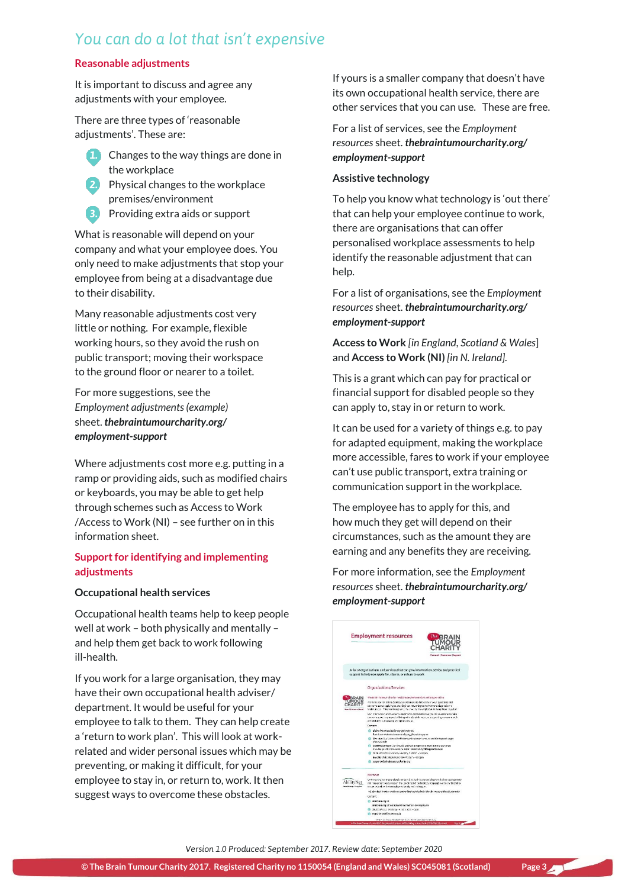# You can do a lot that isn't expensive

## Reasonable adjustments

It is important to discuss and agree any adjustments with your employee.

There are three types of 'reasonable adjustments'. These are:

1. Changes to the way things are done in the workplace
2. Physical changes to the workplace premises/environment
3. Providing extra aids or support

What is reasonable will depend on your company and what your employee does. You only need to make adjustments that stop your employee from being at a disadvantage due to their disability.

Many reasonable adjustments cost very little or nothing. For example, flexible working hours, so they avoid the rush on public transport; moving their workspace to the ground floor or nearer to a toilet.

For more suggestions, see the *Employment adjustments (example)* sheet. ***thebraintumourcharity.org/employment-support***

Where adjustments cost more e.g. putting in a ramp or providing aids, such as modified chairs or keyboards, you may be able to get help through schemes such as Access to Work /Access to Work (NI) – see further on in this information sheet.

## Support for identifying and implementing adjustments

### Occupational health services

Occupational health teams help to keep people well at work – both physically and mentally – and help them get back to work following ill-health.

If you work for a large organisation, they may have their own occupational health adviser/ department. It would be useful for your employee to talk to them. They can help create a 'return to work plan'. This will look at work-related and wider personal issues which may be preventing, or making it difficult, for your employee to stay in, or return to, work. It then suggest ways to overcome these obstacles.

If yours is a smaller company that doesn't have its own occupational health service, there are other services that you can use. These are free.

For a list of services, see the *Employment resources* sheet. ***thebraintumourcharity.org/employment-support***

### Assistive technology

To help you know what technology is 'out there' that can help your employee continue to work, there are organisations that can offer personalised workplace assessments to help identify the reasonable adjustment that can help.

For a list of organisations, see the *Employment resources* sheet. ***thebraintumourcharity.org/employment-support***

**Access to Work** *[in England, Scotland & Wales]* and **Access to Work (NI)** *[in N. Ireland].*

This is a grant which can pay for practical or financial support for disabled people so they can apply to, stay in or return to work.

It can be used for a variety of things e.g. to pay for adapted equipment, making the workplace more accessible, fares to work if your employee can't use public transport, extra training or communication support in the workplace.

The employee has to apply for this, and how much they get will depend on their circumstances, such as the amount they are earning and any benefits they are receiving.

For more information, see the *Employment resources* sheet. ***thebraintumourcharity.org/employment-support***

Version 1.0 Produced: September 2017. Review date: September 2020